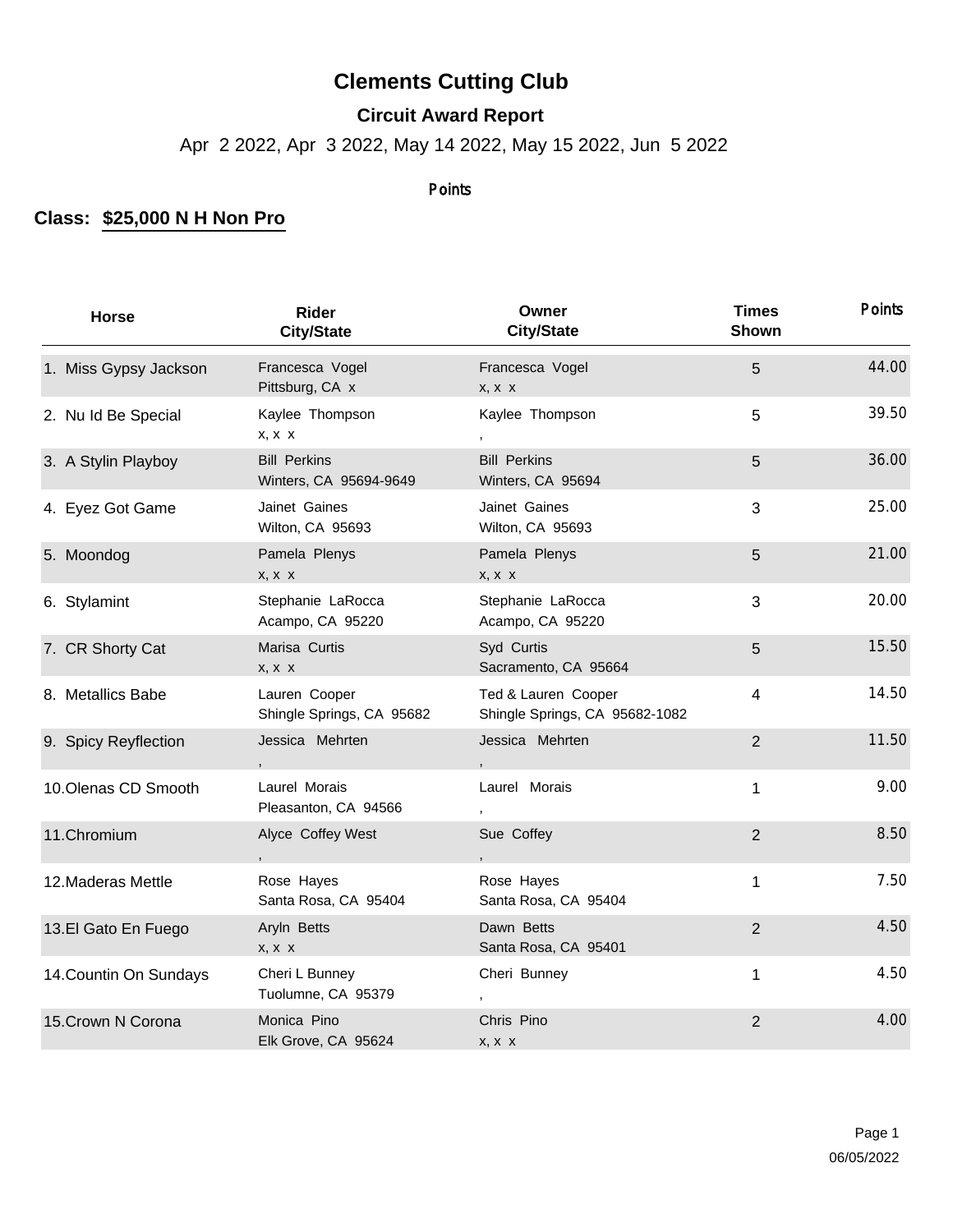# Clements Cutting Club

## Circuit Award Report

Apr 2 2022, Apr 3 2022, May 14 2022, May 15 2022, Jun 5 2022

Points

### Class: $25,000 N H Non Pro

| Horse | Rider City/State | Owner City/State | Times Shown | Points |
|---|---|---|---|---|
| 1. Miss Gypsy Jackson | Francesca Vogel<br>Pittsburg, CA x | Francesca Vogel<br>x, x x | 5 | 44.00 |
| 2. Nu Id Be Special | Kaylee Thompson<br>x, x x | Kaylee Thompson<br>, | 5 | 39.50 |
| 3. A Stylin Playboy | Bill Perkins<br>Winters, CA 95694-9649 | Bill Perkins<br>Winters, CA 95694 | 5 | 36.00 |
| 4. Eyez Got Game | Jainet Gaines<br>Wilton, CA 95693 | Jainet Gaines<br>Wilton, CA 95693 | 3 | 25.00 |
| 5. Moondog | Pamela Plenys<br>x, x x | Pamela Plenys<br>x, x x | 5 | 21.00 |
| 6. Stylamint | Stephanie LaRocca<br>Acampo, CA 95220 | Stephanie LaRocca<br>Acampo, CA 95220 | 3 | 20.00 |
| 7. CR Shorty Cat | Marisa Curtis<br>x, x x | Syd Curtis<br>Sacramento, CA 95664 | 5 | 15.50 |
| 8. Metallics Babe | Lauren Cooper<br>Shingle Springs, CA 95682 | Ted & Lauren Cooper<br>Shingle Springs, CA 95682-1082 | 4 | 14.50 |
| 9. Spicy Reyflection | Jessica Mehrten<br>, | Jessica Mehrten<br>, | 2 | 11.50 |
| 10.Olenas CD Smooth | Laurel Morais<br>Pleasanton, CA 94566 | Laurel Morais<br>, | 1 | 9.00 |
| 11.Chromium | Alyce Coffey West<br>, | Sue Coffey<br>, | 2 | 8.50 |
| 12.Maderas Mettle | Rose Hayes<br>Santa Rosa, CA 95404 | Rose Hayes<br>Santa Rosa, CA 95404 | 1 | 7.50 |
| 13.El Gato En Fuego | Aryln Betts<br>x, x x | Dawn Betts<br>Santa Rosa, CA 95401 | 2 | 4.50 |
| 14.Countin On Sundays | Cheri L Bunney<br>Tuolumne, CA 95379 | Cheri Bunney<br>, | 1 | 4.50 |
| 15.Crown N Corona | Monica Pino<br>Elk Grove, CA 95624 | Chris Pino<br>x, x x | 2 | 4.00 |

06/05/2022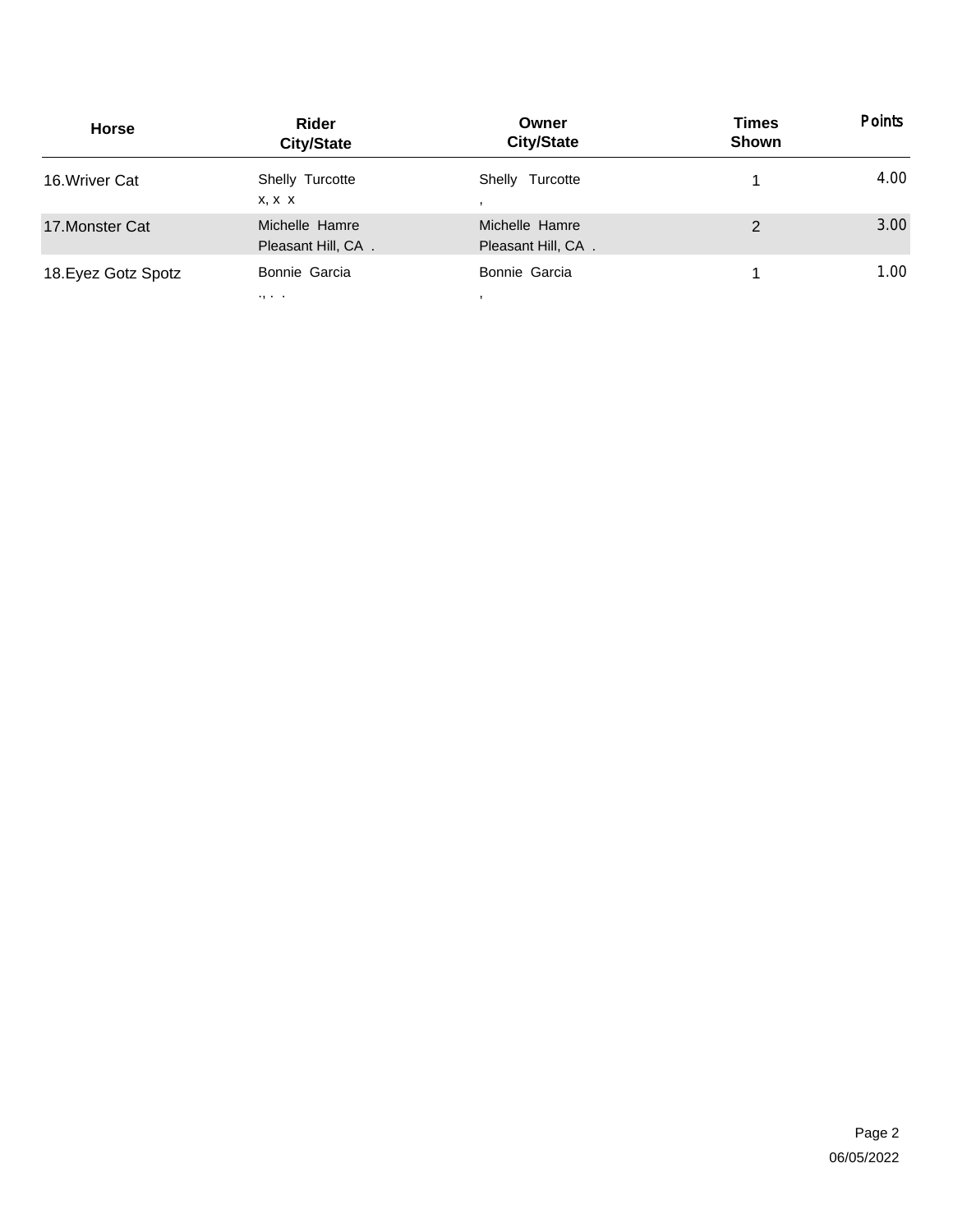| Horse | Rider City/State | Owner City/State | Times Shown | Points |
|---|---|---|---|---|
| 16.Wriver Cat | Shelly Turcotte x, x x | Shelly Turcotte , | 1 | 4.00 |
| 17.Monster Cat | Michelle Hamre Pleasant Hill, CA . | Michelle Hamre Pleasant Hill, CA . | 2 | 3.00 |
| 18.Eyez Gotz Spotz | Bonnie Garcia ., . . | Bonnie Garcia , | 1 | 1.00 |

06/05/2022